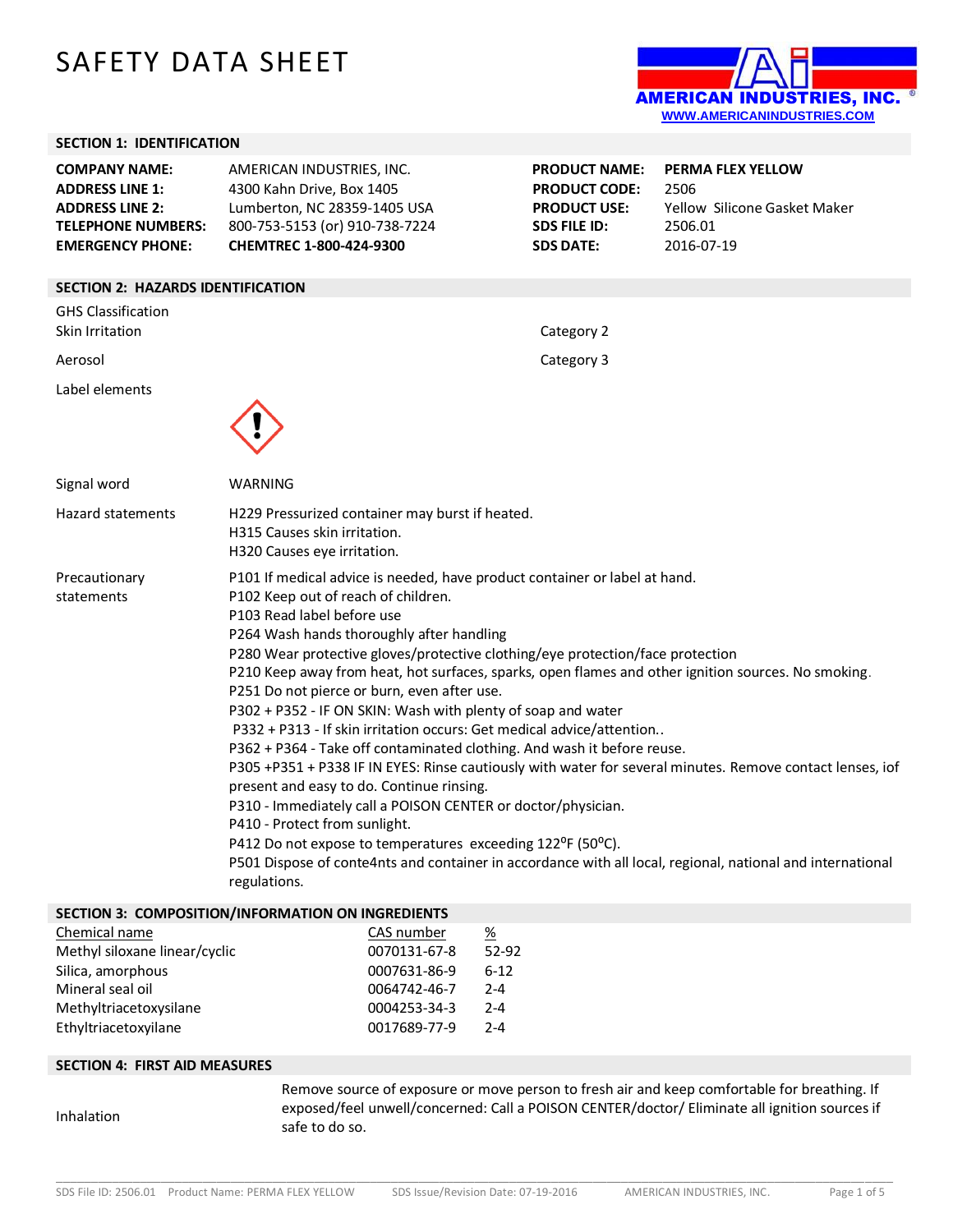# SAFETY DATA SHEET

AMERICAN INDUSTRIES, INC.
WWW.AMERICANINDUSTRIES.COM

## SECTION 1: IDENTIFICATION

| | | | |
|---|---|---|---|
| **COMPANY NAME:** | AMERICAN INDUSTRIES, INC. | **PRODUCT NAME:** | **PERMA FLEX YELLOW** |
| **ADDRESS LINE 1:** | 4300 Kahn Drive, Box 1405 | **PRODUCT CODE:** | 2506 |
| **ADDRESS LINE 2:** | Lumberton, NC 28359-1405 USA | **PRODUCT USE:** | Yellow Silicone Gasket Maker |
| **TELEPHONE NUMBERS:** | 800-753-5153 (or) 910-738-7224 | **SDS FILE ID:** | 2506.01 |
| **EMERGENCY PHONE:** | **CHEMTREC 1-800-424-9300** | **SDS DATE:** | 2016-07-19 |

## SECTION 2: HAZARDS IDENTIFICATION

GHS Classification

| | |
|---|---|
| Skin Irritation | Category 2 |
| Aerosol | Category 3 |

Label elements

Signal word: WARNING

Hazard statements:

H229 Pressurized container may burst if heated.
H315 Causes skin irritation.
H320 Causes eye irritation.

Precautionary statements:

P101 If medical advice is needed, have product container or label at hand.
P102 Keep out of reach of children.
P103 Read label before use
P264 Wash hands thoroughly after handling
P280 Wear protective gloves/protective clothing/eye protection/face protection
P210 Keep away from heat, hot surfaces, sparks, open flames and other ignition sources. No smoking.
P251 Do not pierce or burn, even after use.
P302 + P352 - IF ON SKIN: Wash with plenty of soap and water
P332 + P313 - If skin irritation occurs: Get medical advice/attention..
P362 + P364 - Take off contaminated clothing. And wash it before reuse.
P305 +P351 + P338 IF IN EYES: Rinse cautiously with water for several minutes. Remove contact lenses, iof present and easy to do. Continue rinsing.
P310 - Immediately call a POISON CENTER or doctor/physician.
P410 - Protect from sunlight.
P412 Do not expose to temperatures exceeding 122°F (50°C).
P501 Dispose of conte4nts and container in accordance with all local, regional, national and international regulations.

## SECTION 3: COMPOSITION/INFORMATION ON INGREDIENTS

| Chemical name | CAS number | % |
|---|---|---|
| Methyl siloxane linear/cyclic | 0070131-67-8 | 52-92 |
| Silica, amorphous | 0007631-86-9 | 6-12 |
| Mineral seal oil | 0064742-46-7 | 2-4 |
| Methyltriacetoxysilane | 0004253-34-3 | 2-4 |
| Ethyltriacetoxyilane | 0017689-77-9 | 2-4 |

## SECTION 4: FIRST AID MEASURES

| | |
|---|---|
| Inhalation | Remove source of exposure or move person to fresh air and keep comfortable for breathing. If exposed/feel unwell/concerned: Call a POISON CENTER/doctor/ Eliminate all ignition sources if safe to do so. |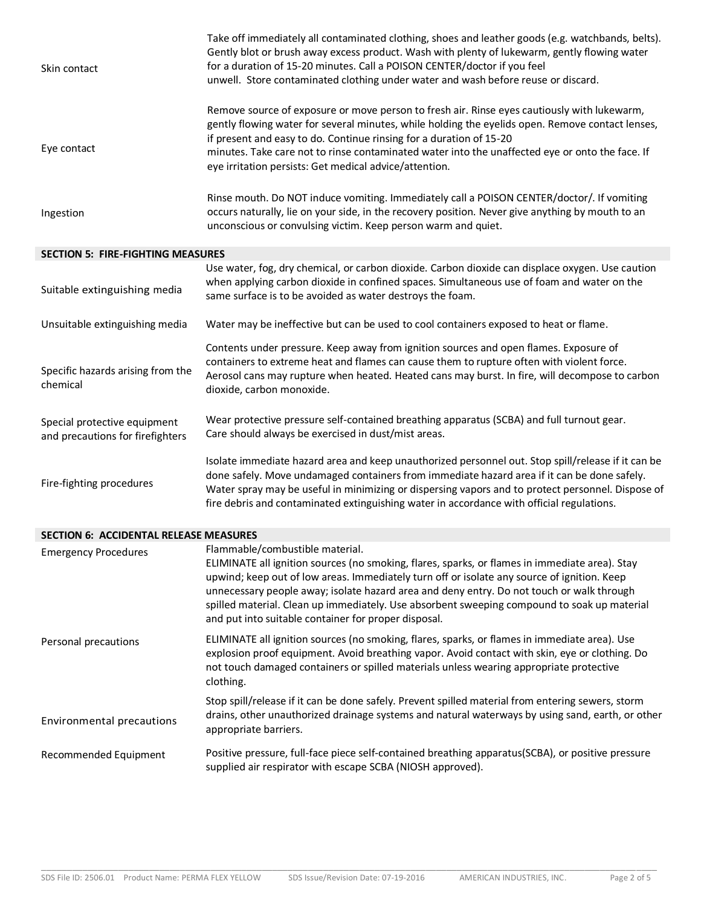| | |
|---|---|
| Skin contact | Take off immediately all contaminated clothing, shoes and leather goods (e.g. watchbands, belts). Gently blot or brush away excess product. Wash with plenty of lukewarm, gently flowing water for a duration of 15-20 minutes. Call a POISON CENTER/doctor if you feel unwell. Store contaminated clothing under water and wash before reuse or discard. |
| Eye contact | Remove source of exposure or move person to fresh air. Rinse eyes cautiously with lukewarm, gently flowing water for several minutes, while holding the eyelids open. Remove contact lenses, if present and easy to do. Continue rinsing for a duration of 15-20 minutes. Take care not to rinse contaminated water into the unaffected eye or onto the face. If eye irritation persists: Get medical advice/attention. |
| Ingestion | Rinse mouth. Do NOT induce vomiting. Immediately call a POISON CENTER/doctor/. If vomiting occurs naturally, lie on your side, in the recovery position. Never give anything by mouth to an unconscious or convulsing victim. Keep person warm and quiet. |

## SECTION 5: FIRE-FIGHTING MEASURES

| | |
|---|---|
| Suitable extinguishing media | Use water, fog, dry chemical, or carbon dioxide. Carbon dioxide can displace oxygen. Use caution when applying carbon dioxide in confined spaces. Simultaneous use of foam and water on the same surface is to be avoided as water destroys the foam. |
| Unsuitable extinguishing media | Water may be ineffective but can be used to cool containers exposed to heat or flame. |
| Specific hazards arising from the chemical | Contents under pressure. Keep away from ignition sources and open flames. Exposure of containers to extreme heat and flames can cause them to rupture often with violent force. Aerosol cans may rupture when heated. Heated cans may burst. In fire, will decompose to carbon dioxide, carbon monoxide. |
| Special protective equipment and precautions for firefighters | Wear protective pressure self-contained breathing apparatus (SCBA) and full turnout gear. Care should always be exercised in dust/mist areas. |
| Fire-fighting procedures | Isolate immediate hazard area and keep unauthorized personnel out. Stop spill/release if it can be done safely. Move undamaged containers from immediate hazard area if it can be done safely. Water spray may be useful in minimizing or dispersing vapors and to protect personnel. Dispose of fire debris and contaminated extinguishing water in accordance with official regulations. |

## SECTION 6: ACCIDENTAL RELEASE MEASURES

| | |
|---|---|
| Emergency Procedures | Flammable/combustible material. ELIMINATE all ignition sources (no smoking, flares, sparks, or flames in immediate area). Stay upwind; keep out of low areas. Immediately turn off or isolate any source of ignition. Keep unnecessary people away; isolate hazard area and deny entry. Do not touch or walk through spilled material. Clean up immediately. Use absorbent sweeping compound to soak up material and put into suitable container for proper disposal. |
| Personal precautions | ELIMINATE all ignition sources (no smoking, flares, sparks, or flames in immediate area). Use explosion proof equipment. Avoid breathing vapor. Avoid contact with skin, eye or clothing. Do not touch damaged containers or spilled materials unless wearing appropriate protective clothing. |
| Environmental precautions | Stop spill/release if it can be done safely. Prevent spilled material from entering sewers, storm drains, other unauthorized drainage systems and natural waterways by using sand, earth, or other appropriate barriers. |
| Recommended Equipment | Positive pressure, full-face piece self-contained breathing apparatus(SCBA), or positive pressure supplied air respirator with escape SCBA (NIOSH approved). |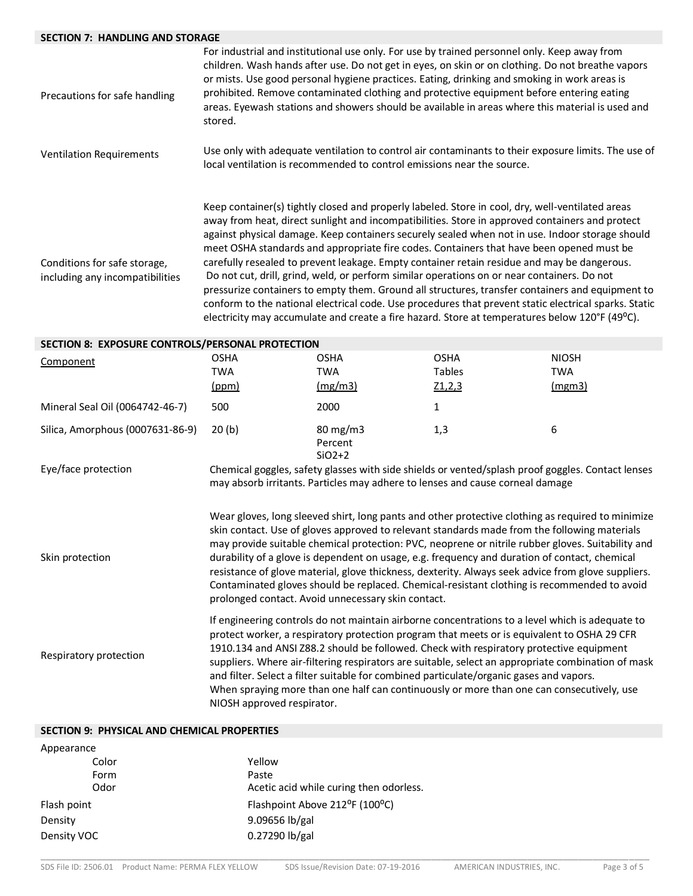## SECTION 7: HANDLING AND STORAGE

| | |
|---|---|
| Precautions for safe handling | For industrial and institutional use only. For use by trained personnel only. Keep away from children. Wash hands after use. Do not get in eyes, on skin or on clothing. Do not breathe vapors or mists. Use good personal hygiene practices. Eating, drinking and smoking in work areas is prohibited. Remove contaminated clothing and protective equipment before entering eating areas. Eyewash stations and showers should be available in areas where this material is used and stored. |
| Ventilation Requirements | Use only with adequate ventilation to control air contaminants to their exposure limits. The use of local ventilation is recommended to control emissions near the source. |
| Conditions for safe storage, including any incompatibilities | Keep container(s) tightly closed and properly labeled. Store in cool, dry, well-ventilated areas away from heat, direct sunlight and incompatibilities. Store in approved containers and protect against physical damage. Keep containers securely sealed when not in use. Indoor storage should meet OSHA standards and appropriate fire codes. Containers that have been opened must be carefully resealed to prevent leakage. Empty container retain residue and may be dangerous. Do not cut, drill, grind, weld, or perform similar operations on or near containers. Do not pressurize containers to empty them. Ground all structures, transfer containers and equipment to conform to the national electrical code. Use procedures that prevent static electrical sparks. Static electricity may accumulate and create a fire hazard. Store at temperatures below 120°F (49°C). |

## SECTION 8: EXPOSURE CONTROLS/PERSONAL PROTECTION

| Component | OSHA TWA (ppm) | OSHA TWA (mg/m3) | OSHA Tables Z1,2,3 | NIOSH TWA (mgm3) |
|---|---|---|---|---|
| Mineral Seal Oil (0064742-46-7) | 500 | 2000 | 1 | |
| Silica, Amorphous (0007631-86-9) | 20 (b) | 80 mg/m3 Percent SiO2+2 | 1,3 | 6 |

| | |
|---|---|
| Eye/face protection | Chemical goggles, safety glasses with side shields or vented/splash proof goggles. Contact lenses may absorb irritants. Particles may adhere to lenses and cause corneal damage |
| Skin protection | Wear gloves, long sleeved shirt, long pants and other protective clothing as required to minimize skin contact. Use of gloves approved to relevant standards made from the following materials may provide suitable chemical protection: PVC, neoprene or nitrile rubber gloves. Suitability and durability of a glove is dependent on usage, e.g. frequency and duration of contact, chemical resistance of glove material, glove thickness, dexterity. Always seek advice from glove suppliers. Contaminated gloves should be replaced. Chemical-resistant clothing is recommended to avoid prolonged contact. Avoid unnecessary skin contact. |
| Respiratory protection | If engineering controls do not maintain airborne concentrations to a level which is adequate to protect worker, a respiratory protection program that meets or is equivalent to OSHA 29 CFR 1910.134 and ANSI Z88.2 should be followed. Check with respiratory protective equipment suppliers. Where air-filtering respirators are suitable, select an appropriate combination of mask and filter. Select a filter suitable for combined particulate/organic gases and vapors. When spraying more than one half can continuously or more than one can consecutively, use NIOSH approved respirator. |

## SECTION 9: PHYSICAL AND CHEMICAL PROPERTIES

| | |
|---|---|
| Appearance | |
| Color | Yellow |
| Form | Paste |
| Odor | Acetic acid while curing then odorless. |
| Flash point | Flashpoint Above 212°F (100°C) |
| Density | 9.09656 lb/gal |
| Density VOC | 0.27290 lb/gal |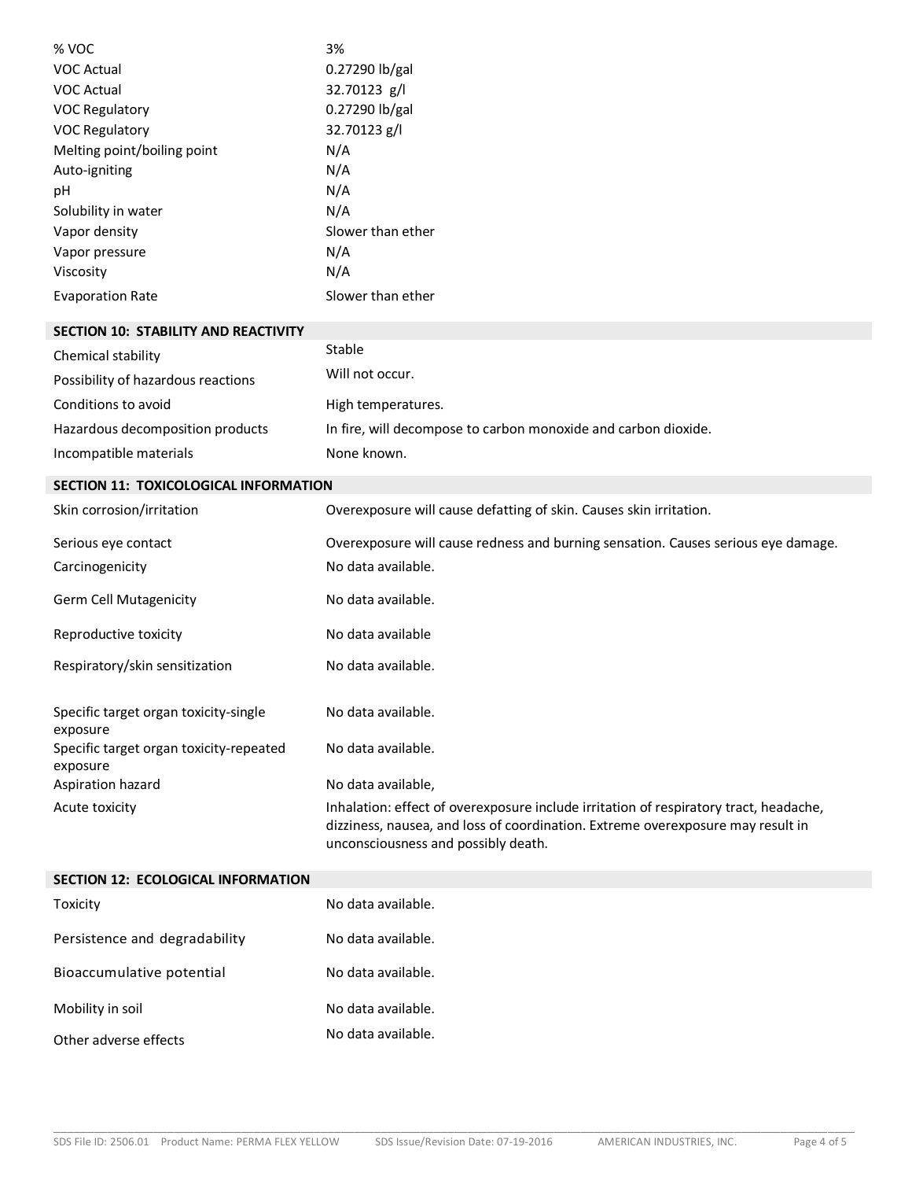| | |
|---|---|
| % VOC | 3% |
| VOC Actual | 0.27290 lb/gal |
| VOC Actual | 32.70123 g/l |
| VOC Regulatory | 0.27290 lb/gal |
| VOC Regulatory | 32.70123 g/l |
| Melting point/boiling point | N/A |
| Auto-igniting | N/A |
| pH | N/A |
| Solubility in water | N/A |
| Vapor density | Slower than ether |
| Vapor pressure | N/A |
| Viscosity | N/A |
| Evaporation Rate | Slower than ether |

## SECTION 10: STABILITY AND REACTIVITY

| | |
|---|---|
| Chemical stability | Stable |
| Possibility of hazardous reactions | Will not occur. |
| Conditions to avoid | High temperatures. |
| Hazardous decomposition products | In fire, will decompose to carbon monoxide and carbon dioxide. |
| Incompatible materials | None known. |

## SECTION 11: TOXICOLOGICAL INFORMATION

| | |
|---|---|
| Skin corrosion/irritation | Overexposure will cause defatting of skin. Causes skin irritation. |
| Serious eye contact | Overexposure will cause redness and burning sensation. Causes serious eye damage. |
| Carcinogenicity | No data available. |
| Germ Cell Mutagenicity | No data available. |
| Reproductive toxicity | No data available |
| Respiratory/skin sensitization | No data available. |
| Specific target organ toxicity-single exposure | No data available. |
| Specific target organ toxicity-repeated exposure | No data available. |
| Aspiration hazard | No data available, |
| Acute toxicity | Inhalation: effect of overexposure include irritation of respiratory tract, headache, dizziness, nausea, and loss of coordination. Extreme overexposure may result in unconsciousness and possibly death. |

## SECTION 12: ECOLOGICAL INFORMATION

| | |
|---|---|
| Toxicity | No data available. |
| Persistence and degradability | No data available. |
| Bioaccumulative potential | No data available. |
| Mobility in soil | No data available. |
| Other adverse effects | No data available. |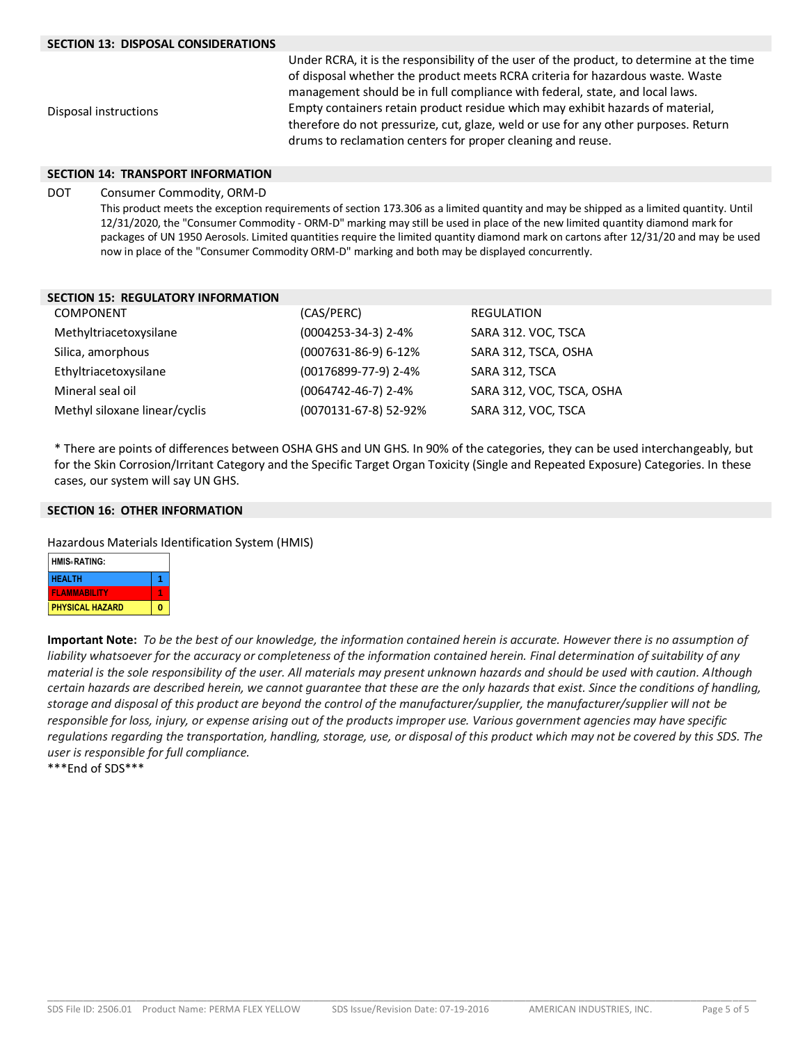## SECTION 13: DISPOSAL CONSIDERATIONS

| | |
|---|---|
| Disposal instructions | Under RCRA, it is the responsibility of the user of the product, to determine at the time of disposal whether the product meets RCRA criteria for hazardous waste. Waste management should be in full compliance with federal, state, and local laws. Empty containers retain product residue which may exhibit hazards of material, therefore do not pressurize, cut, glaze, weld or use for any other purposes. Return drums to reclamation centers for proper cleaning and reuse. |

## SECTION 14: TRANSPORT INFORMATION

DOT Consumer Commodity, ORM-D

This product meets the exception requirements of section 173.306 as a limited quantity and may be shipped as a limited quantity. Until 12/31/2020, the "Consumer Commodity - ORM-D" marking may still be used in place of the new limited quantity diamond mark for packages of UN 1950 Aerosols. Limited quantities require the limited quantity diamond mark on cartons after 12/31/20 and may be used now in place of the "Consumer Commodity ORM-D" marking and both may be displayed concurrently.

## SECTION 15: REGULATORY INFORMATION

| COMPONENT | (CAS/PERC) | REGULATION |
|---|---|---|
| Methyltriacetoxysilane | (0004253-34-3) 2-4% | SARA 312. VOC, TSCA |
| Silica, amorphous | (0007631-86-9) 6-12% | SARA 312, TSCA, OSHA |
| Ethyltriacetoxysilane | (00176899-77-9) 2-4% | SARA 312, TSCA |
| Mineral seal oil | (0064742-46-7) 2-4% | SARA 312, VOC, TSCA, OSHA |
| Methyl siloxane linear/cyclis | (0070131-67-8) 52-92% | SARA 312, VOC, TSCA |

* There are points of differences between OSHA GHS and UN GHS. In 90% of the categories, they can be used interchangeably, but for the Skin Corrosion/Irritant Category and the Specific Target Organ Toxicity (Single and Repeated Exposure) Categories. In these cases, our system will say UN GHS.

## SECTION 16: OTHER INFORMATION

Hazardous Materials Identification System (HMIS)

| HMIS® RATING: | |
|---|---|
| HEALTH | 1 |
| FLAMMABILITY | 1 |
| PHYSICAL HAZARD | 0 |

**Important Note:** *To be the best of our knowledge, the information contained herein is accurate. However there is no assumption of liability whatsoever for the accuracy or completeness of the information contained herein. Final determination of suitability of any material is the sole responsibility of the user. All materials may present unknown hazards and should be used with caution. Although certain hazards are described herein, we cannot guarantee that these are the only hazards that exist. Since the conditions of handling, storage and disposal of this product are beyond the control of the manufacturer/supplier, the manufacturer/supplier will not be responsible for loss, injury, or expense arising out of the products improper use. Various government agencies may have specific regulations regarding the transportation, handling, storage, use, or disposal of this product which may not be covered by this SDS. The user is responsible for full compliance.*

***End of SDS***